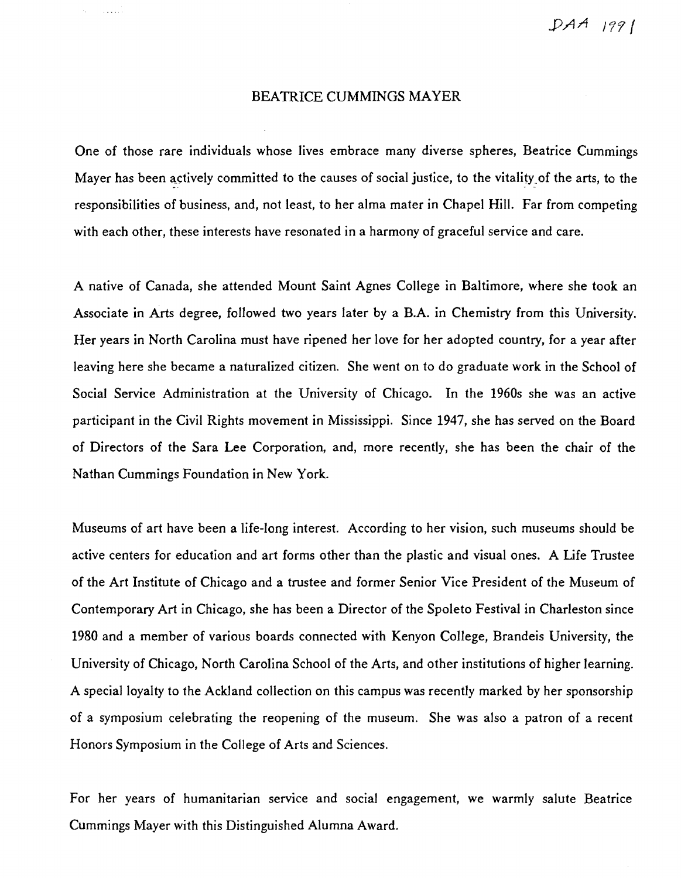DAA 1991

## BEATRICE CUMMINGS MAYER

One of those rare individuals whose lives embrace many diverse spheres, Beatrice Cummings Mayer has been actively committed to the causes of social justice, to the vitality of the arts, to the responsibilities of business, and, not least, to her alma mater in Chapel Hill. Far from competing with each other, these interests have resonated in a harmony of graceful service and care.

A native of Canada, she attended Mount Saint Agnes College in Baltimore, where she took an Associate in Arts degree, followed two years later by a B.A. in Chemistry from this University. Her years in North Carolina must have ripened her love for her adopted country, for a year after leaving here she became a naturalized citizen. She went on to do graduate work in the School of Social Service Administration at the University of Chicago. In the 1960s she was an active participant in the Civil Rights movement in Mississippi. Since 1947, she has served on the Board of Directors of the Sara Lee Corporation, and, more recently, she has been the chair of the Nathan Cummings Foundation in New York.

Museums of art have been a life-long interest. According to her vision, such museums should be active centers for education and art forms other than the plastic and visual ones. A Life Trustee of the Art Institute of Chicago and a trustee and former Senior Vice President of the Museum of Contemporary Art in Chicago, she has been a Director of the Spoleto Festival in Charleston since 1980 and a member of various boards connected with Kenyon College, Brandeis University, the University of Chicago, North Carolina School of the Arts, and other institutions of higher learning. A special loyalty to the Ackland collection on this campus was recently marked by her sponsorship of a symposium celebrating the reopening of the museum. She was also a patron of a recent Honors Symposium in the College of Arts and Sciences.

For her years of humanitarian service and social engagement, we warmly salute Beatrice Cummings Mayer with this Distinguished Alumna Award.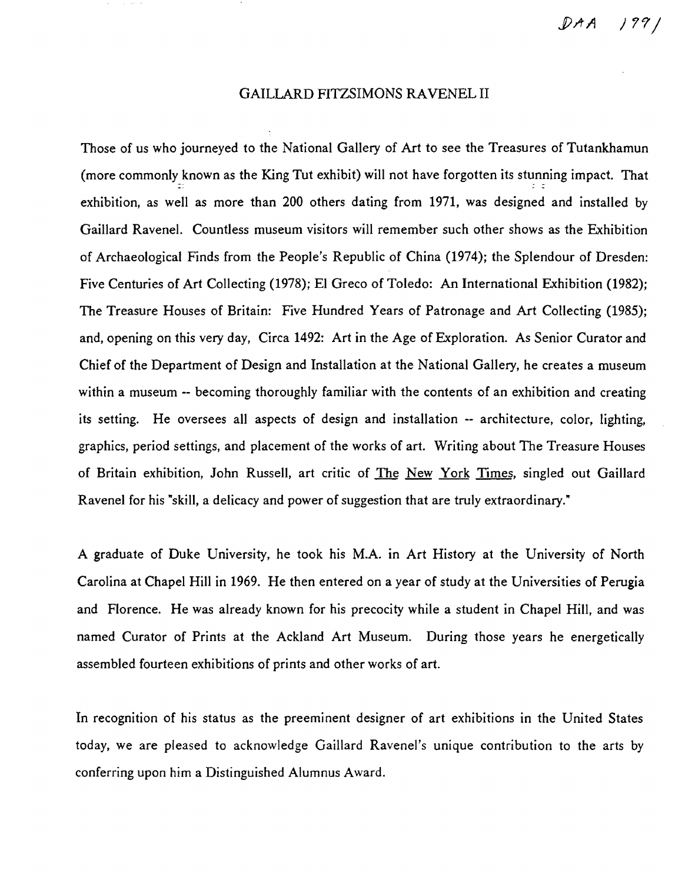DAA 1991

# GAILLARD FITZSIMONS RAVENEL II

Those of us who journeyed to the National Gallery of Art to see the Treasures of Tutankhamun (more commonly known as the King Tut exhibit) will not have forgotten its stunning impact. That exhibition, as well as more than 200 others dating from 1971, was designed and installed by Gaillard Ravenel. Countless museum visitors will remember such other shows as the Exhibition of Archaeological Finds from the People's Republic of China (1974); the Splendour of Dresden: Five Centuries of Art Collecting (1978); El Greco of Toledo: An International Exhibition (1982); The Treasure Houses of Britain: Five Hundred Years of Patronage and Art Collecting (1985); and, opening on this very day, Circa 1492: Art in the Age of Exploration. As Senior Curator and Chief of the Department of Design and Installation at the National Gallery, he creates a museum within a museum -- becoming thoroughly familiar with the contents of an exhibition and creating its setting. He oversees all aspects of design and installation -- architecture, color, lighting, graphics, period settings, and placement of the works of art. Writing about The Treasure Houses of Britain exhibition, John Russell, art critic of The New York Times, singled out Gaillard Ravenel for his "skill, a delicacy and power of suggestion that are truly extraordinary."

A graduate of Duke University, he took his M.A. in Art History at the University of North Carolina at Chapel Hill in 1969. He then entered on a year of study at the Universities of Perugia and Florence. He was already known for his precocity while a student in Chapel Hill, and was named Curator of Prints at the Ackland Art Museum. During those years he energetically assembled fourteen exhibitions of prints and other works of art.

In recognition of his status as the preeminent designer of art exhibitions in the United States today, we are pleased to acknowledge Gaillard Ravenel's unique contribution to the arts by conferring upon him a Distinguished Alumnus Award.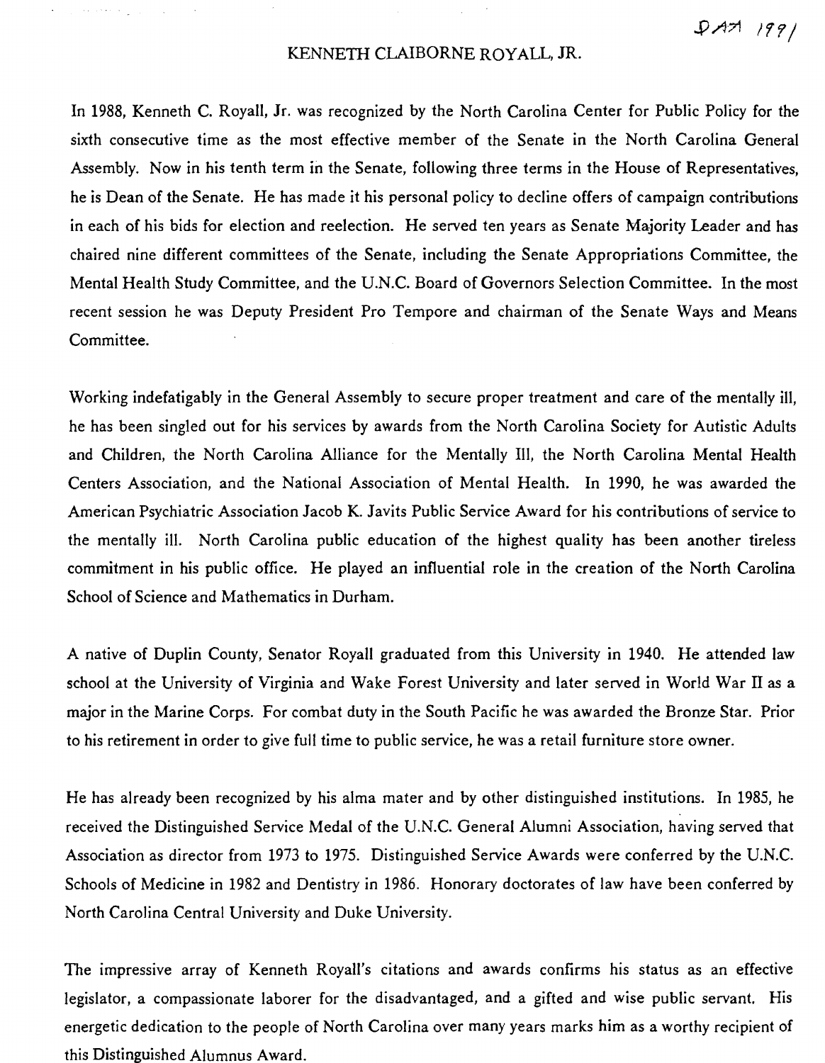DAA 1991

# KENNETH CLAIBORNE ROYALL, JR.

In 1988, Kenneth C. Royall, Jr. was recognized by the North Carolina Center for Public Policy for the sixth consecutive time as the most effective member of the Senate in the North Carolina General Assembly. Now in his tenth term in the Senate, following three terms in the House of Representatives, he is Dean of the Senate. He has made it his personal policy to decline offers of campaign contributions in each of his bids for election and reelection. He served ten years as Senate Majority Leader and has chaired nine different committees of the Senate, including the Senate Appropriations Committee, the Mental Health Study Committee, and the U.N.C. Board of Governors Selection Committee. In the most recent session he was Deputy President Pro Tempore and chairman of the Senate Ways and Means Committee.

Working indefatigably in the General Assembly to secure proper treatment and care of the mentally ill, he has been singled out for his services by awards from the North Carolina Society for Autistic Adults and Children, the North Carolina Alliance for the Mentally Ill, the North Carolina Mental Health Centers Association, and the National Association of Mental Health. In 1990, he was awarded the American Psychiatric Association Jacob K. Javits Public Service Award for his contributions of service to the mentally ill. North Carolina public education of the highest quality has been another tireless commitment in his public office. He played an influential role in the creation of the North Carolina School of Science and Mathematics in Durham.

A native of Duplin County, Senator Royall graduated from this University in 1940. He attended law school at the University of Virginia and Wake Forest University and later served in World War II as a major in the Marine Corps. For combat duty in the South Pacific he was awarded the Bronze Star. Prior to his retirement in order to give full time to public service, he was a retail furniture store owner.

He has already been recognized by his alma mater and by other distinguished institutions. In 1985, he received the Distinguished Service Medal of the U.N.C. General Alumni Association, having served that Association as director from 1973 to 1975. Distinguished Service Awards were conferred by the U.N.C. Schools of Medicine in 1982 and Dentistry in 1986. Honorary doctorates of law have been conferred by North Carolina Central University and Duke University.

The impressive array of Kenneth Royall's citations and awards confirms his status as an effective legislator, a compassionate laborer for the disadvantaged, and a gifted and wise public servant. His energetic dedication to the people of North Carolina over many years marks him as a worthy recipient of this Distinguished Alumnus Award.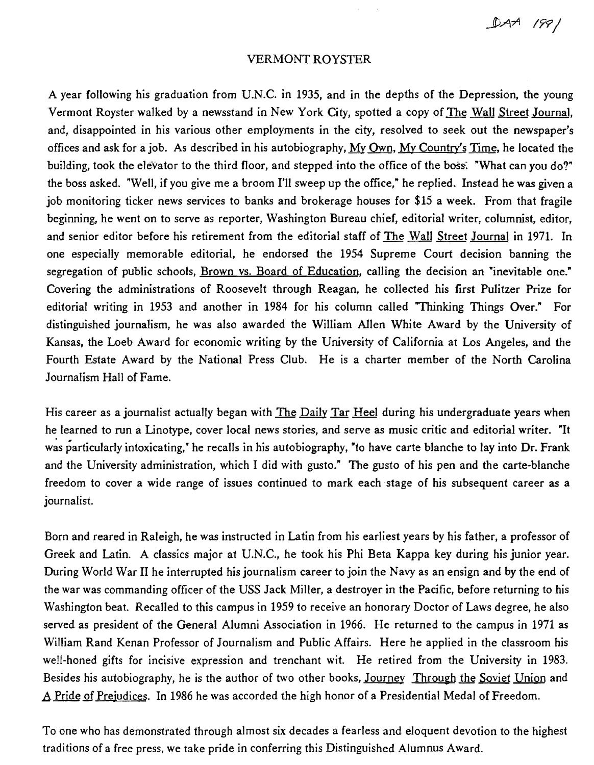DAA 1991

# VERMONT ROYSTER

A year following his graduation from U.N.C. in 1935, and in the depths of the Depression, the young Vermont Royster walked by a newsstand in New York City, spotted a copy of The Wall Street Journal, and, disappointed in his various other employments in the city, resolved to seek out the newspaper's offices and ask for a job. As described in his autobiography, My Own, My Country's Time, he located the building, took the elevator to the third floor, and stepped into the office of the boss. "What can you do?" the boss asked. "Well, if you give me a broom I'll sweep up the office," he replied. Instead he was given a job monitoring ticker news services to banks and brokerage houses for $15 a week. From that fragile beginning, he went on to serve as reporter, Washington Bureau chief, editorial writer, columnist, editor, and senior editor before his retirement from the editorial staff of The Wall Street Journal in 1971. In one especially memorable editorial, he endorsed the 1954 Supreme Court decision banning the segregation of public schools, Brown vs. Board of Education, calling the decision an "inevitable one." Covering the administrations of Roosevelt through Reagan, he collected his first Pulitzer Prize for editorial writing in 1953 and another in 1984 for his column called "Thinking Things Over." For distinguished journalism, he was also awarded the William Allen White Award by the University of Kansas, the Loeb Award for economic writing by the University of California at Los Angeles, and the Fourth Estate Award by the National Press Club. He is a charter member of the North Carolina Journalism Hall of Fame.

His career as a journalist actually began with The Daily Tar Heel during his undergraduate years when he learned to run a Linotype, cover local news stories, and serve as music critic and editorial writer. "It was particularly intoxicating," he recalls in his autobiography, "to have carte blanche to lay into Dr. Frank and the University administration, which I did with gusto." The gusto of his pen and the carte-blanche freedom to cover a wide range of issues continued to mark each stage of his subsequent career as a journalist.

Born and reared in Raleigh, he was instructed in Latin from his earliest years by his father, a professor of Greek and Latin. A classics major at U.N.C., he took his Phi Beta Kappa key during his junior year. During World War II he interrupted his journalism career to join the Navy as an ensign and by the end of the war was commanding officer of the USS Jack Miller, a destroyer in the Pacific, before returning to his Washington beat. Recalled to this campus in 1959 to receive an honorary Doctor of Laws degree, he also served as president of the General Alumni Association in 1966. He returned to the campus in 1971 as William Rand Kenan Professor of Journalism and Public Affairs. Here he applied in the classroom his well-honed gifts for incisive expression and trenchant wit. He retired from the University in 1983. Besides his autobiography, he is the author of two other books, Journey Through the Soviet Union and A Pride of Prejudices. In 1986 he was accorded the high honor of a Presidential Medal of Freedom.

To one who has demonstrated through almost six decades a fearless and eloquent devotion to the highest traditions of a free press, we take pride in conferring this Distinguished Alumnus Award.